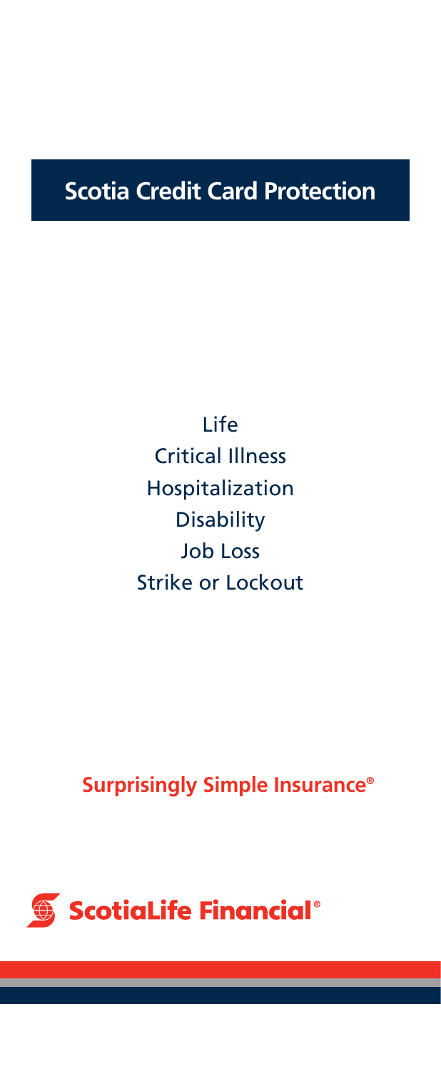# Scotia Credit Card Protection

Life

Critical Illness

Hospitalization

Disability

Job Loss

Strike or Lockout

**Surprisingly Simple Insurance®**

ScotiaLife Financial®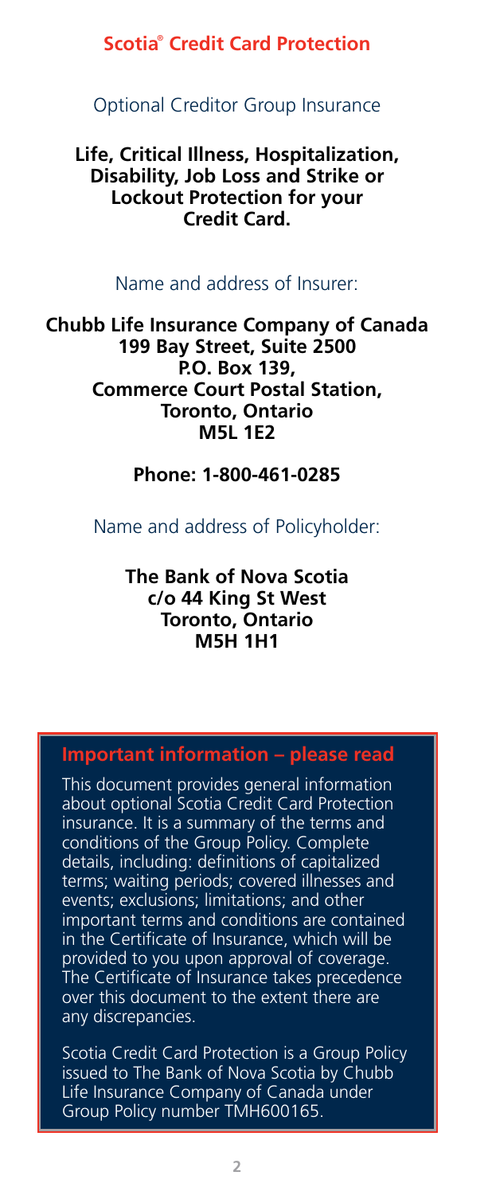## Scotia® Credit Card Protection

Optional Creditor Group Insurance

**Life, Critical Illness, Hospitalization, Disability, Job Loss and Strike or Lockout Protection for your Credit Card.**

Name and address of Insurer:

**Chubb Life Insurance Company of Canada**
**199 Bay Street, Suite 2500**
**P.O. Box 139,**
**Commerce Court Postal Station,**
**Toronto, Ontario**
**M5L 1E2**

**Phone: 1-800-461-0285**

Name and address of Policyholder:

**The Bank of Nova Scotia**
**c/o 44 King St West**
**Toronto, Ontario**
**M5H 1H1**

### Important information – please read

This document provides general information about optional Scotia Credit Card Protection insurance. It is a summary of the terms and conditions of the Group Policy. Complete details, including: definitions of capitalized terms; waiting periods; covered illnesses and events; exclusions; limitations; and other important terms and conditions are contained in the Certificate of Insurance, which will be provided to you upon approval of coverage. The Certificate of Insurance takes precedence over this document to the extent there are any discrepancies.

Scotia Credit Card Protection is a Group Policy issued to The Bank of Nova Scotia by Chubb Life Insurance Company of Canada under Group Policy number TMH600165.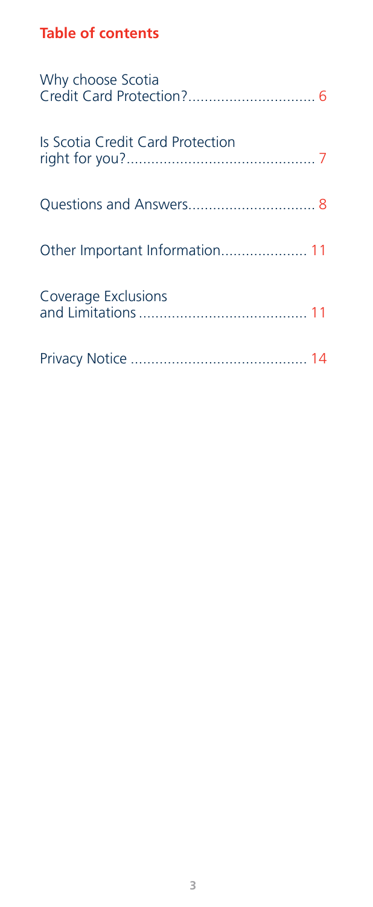## Table of contents

Why choose Scotia Credit Card Protection?............................... 6

Is Scotia Credit Card Protection right for you?............................................. 7

Questions and Answers............................... 8

Other Important Information..................... 11

Coverage Exclusions and Limitations ......................................... 11

Privacy Notice .......................................... 14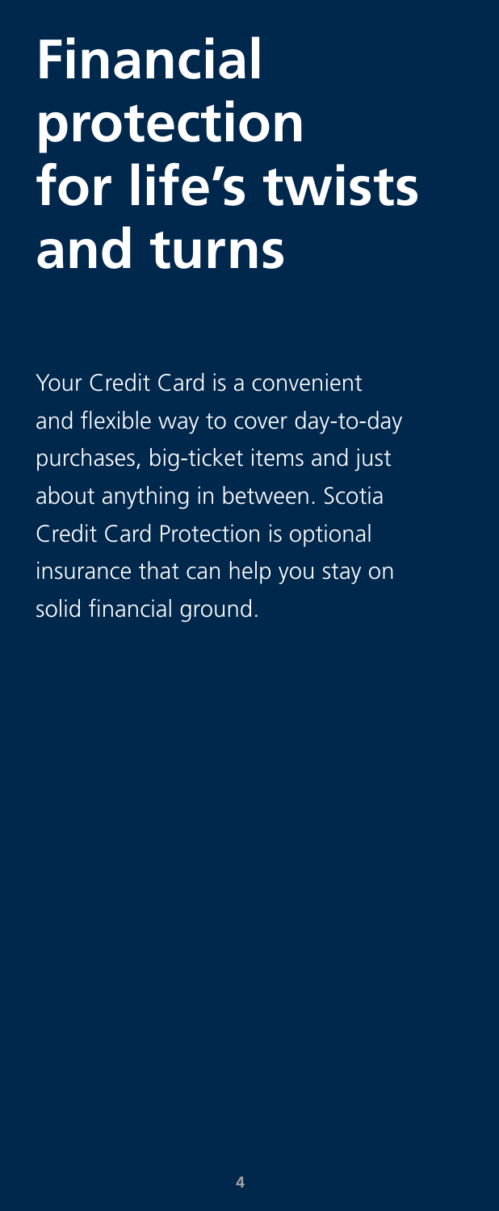# Financial protection for life's twists and turns

Your Credit Card is a convenient and flexible way to cover day-to-day purchases, big-ticket items and just about anything in between. Scotia Credit Card Protection is optional insurance that can help you stay on solid financial ground.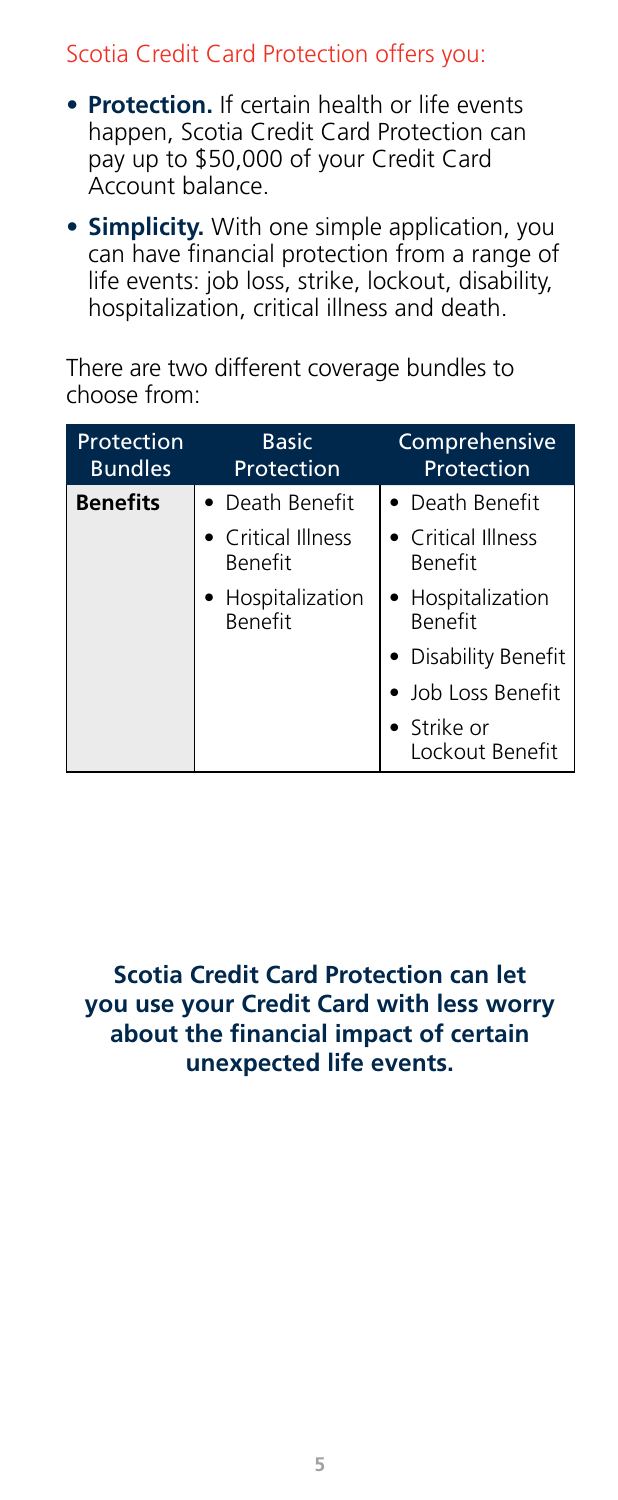## Scotia Credit Card Protection offers you:

- **Protection.** If certain health or life events happen, Scotia Credit Card Protection can pay up to $50,000 of your Credit Card Account balance.
- **Simplicity.** With one simple application, you can have financial protection from a range of life events: job loss, strike, lockout, disability, hospitalization, critical illness and death.

There are two different coverage bundles to choose from:

| Protection Bundles | Basic Protection | Comprehensive Protection |
|---|---|---|
| **Benefits** | • Death Benefit | • Death Benefit |
| | • Critical Illness Benefit | • Critical Illness Benefit |
| | • Hospitalization Benefit | • Hospitalization Benefit |
| | | • Disability Benefit |
| | | • Job Loss Benefit |
| | | • Strike or Lockout Benefit |

**Scotia Credit Card Protection can let you use your Credit Card with less worry about the financial impact of certain unexpected life events.**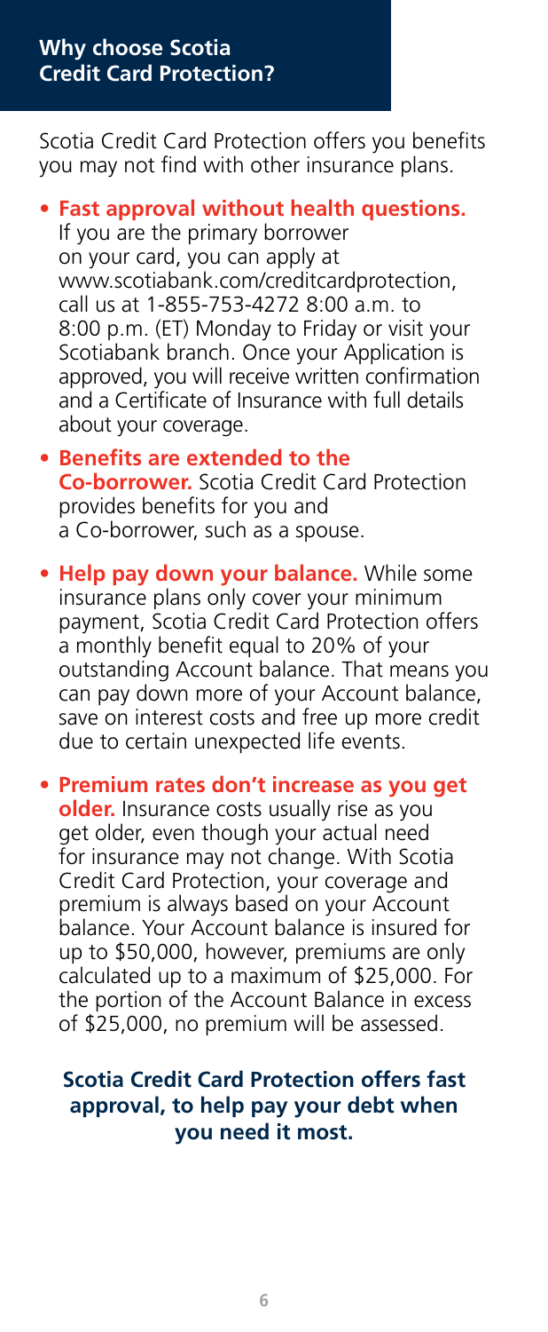## Why choose Scotia Credit Card Protection?

Scotia Credit Card Protection offers you benefits you may not find with other insurance plans.

- **Fast approval without health questions.** If you are the primary borrower on your card, you can apply at www.scotiabank.com/creditcardprotection, call us at 1-855-753-4272 8:00 a.m. to 8:00 p.m. (ET) Monday to Friday or visit your Scotiabank branch. Once your Application is approved, you will receive written confirmation and a Certificate of Insurance with full details about your coverage.
- **Benefits are extended to the Co-borrower.** Scotia Credit Card Protection provides benefits for you and a Co-borrower, such as a spouse.
- **Help pay down your balance.** While some insurance plans only cover your minimum payment, Scotia Credit Card Protection offers a monthly benefit equal to 20% of your outstanding Account balance. That means you can pay down more of your Account balance, save on interest costs and free up more credit due to certain unexpected life events.
- **Premium rates don't increase as you get older.** Insurance costs usually rise as you get older, even though your actual need for insurance may not change. With Scotia Credit Card Protection, your coverage and premium is always based on your Account balance. Your Account balance is insured for up to $50,000, however, premiums are only calculated up to a maximum of $25,000. For the portion of the Account Balance in excess of $25,000, no premium will be assessed.

**Scotia Credit Card Protection offers fast approval, to help pay your debt when you need it most.**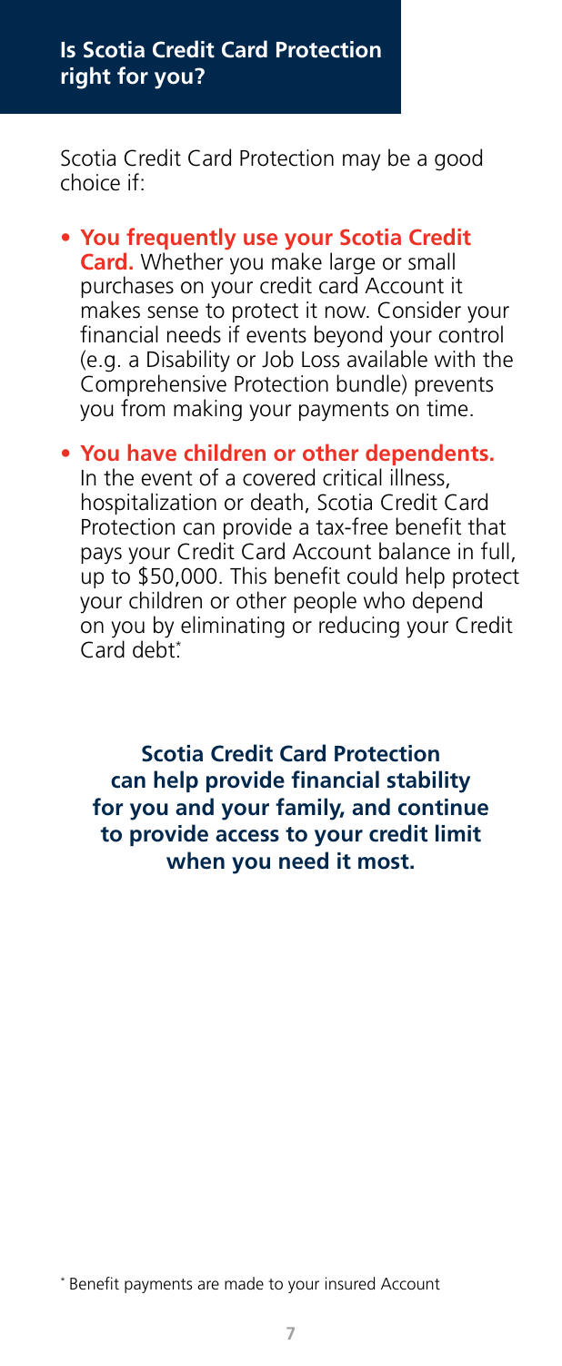## Is Scotia Credit Card Protection right for you?

Scotia Credit Card Protection may be a good choice if:

- **You frequently use your Scotia Credit Card.** Whether you make large or small purchases on your credit card Account it makes sense to protect it now. Consider your financial needs if events beyond your control (e.g. a Disability or Job Loss available with the Comprehensive Protection bundle) prevents you from making your payments on time.
- **You have children or other dependents.** In the event of a covered critical illness, hospitalization or death, Scotia Credit Card Protection can provide a tax-free benefit that pays your Credit Card Account balance in full, up to $50,000. This benefit could help protect your children or other people who depend on you by eliminating or reducing your Credit Card debt*.

**Scotia Credit Card Protection can help provide financial stability for you and your family, and continue to provide access to your credit limit when you need it most.**

* Benefit payments are made to your insured Account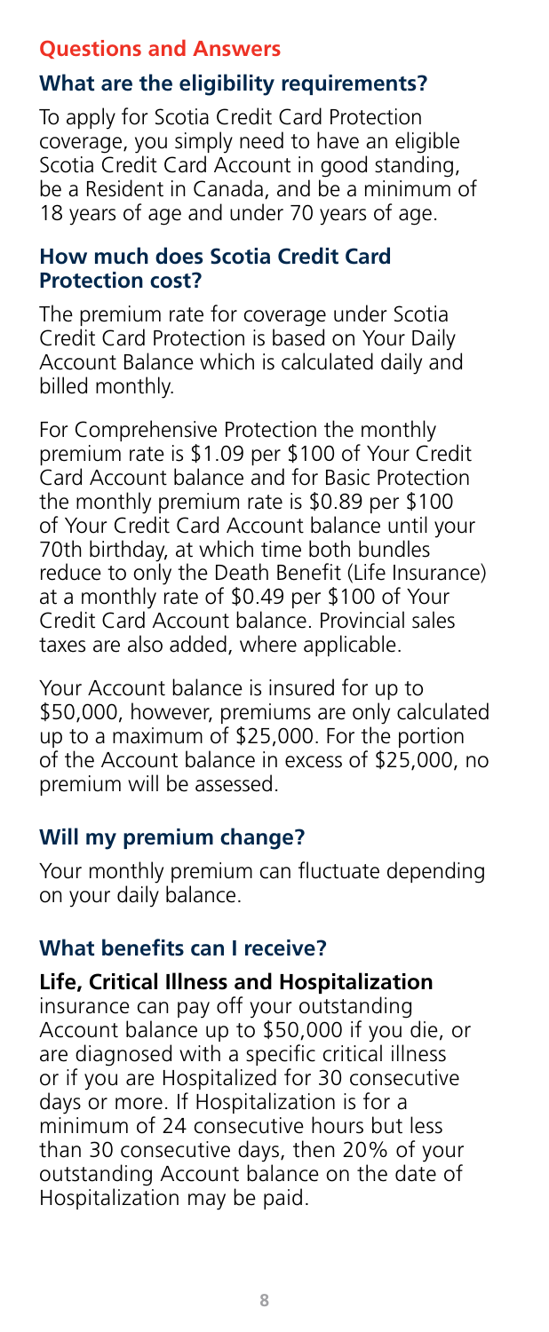## Questions and Answers

### What are the eligibility requirements?

To apply for Scotia Credit Card Protection coverage, you simply need to have an eligible Scotia Credit Card Account in good standing, be a Resident in Canada, and be a minimum of 18 years of age and under 70 years of age.

### How much does Scotia Credit Card Protection cost?

The premium rate for coverage under Scotia Credit Card Protection is based on Your Daily Account Balance which is calculated daily and billed monthly.

For Comprehensive Protection the monthly premium rate is $1.09 per $100 of Your Credit Card Account balance and for Basic Protection the monthly premium rate is $0.89 per $100 of Your Credit Card Account balance until your 70th birthday, at which time both bundles reduce to only the Death Benefit (Life Insurance) at a monthly rate of $0.49 per $100 of Your Credit Card Account balance. Provincial sales taxes are also added, where applicable.

Your Account balance is insured for up to $50,000, however, premiums are only calculated up to a maximum of $25,000. For the portion of the Account balance in excess of $25,000, no premium will be assessed.

### Will my premium change?

Your monthly premium can fluctuate depending on your daily balance.

### What benefits can I receive?

**Life, Critical Illness and Hospitalization** insurance can pay off your outstanding Account balance up to $50,000 if you die, or are diagnosed with a specific critical illness or if you are Hospitalized for 30 consecutive days or more. If Hospitalization is for a minimum of 24 consecutive hours but less than 30 consecutive days, then 20% of your outstanding Account balance on the date of Hospitalization may be paid.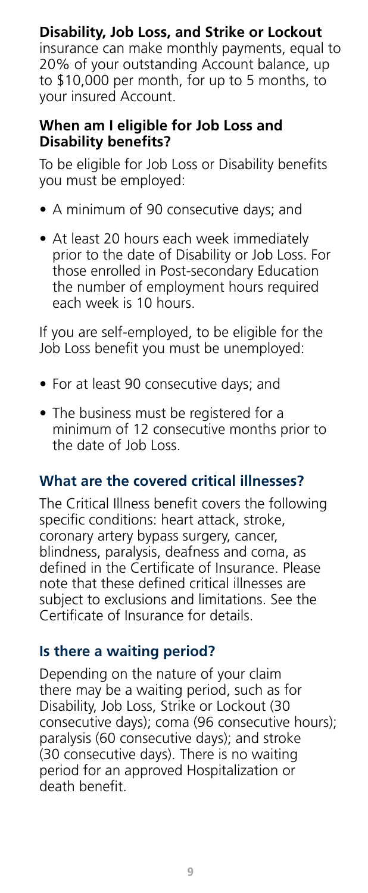**Disability, Job Loss, and Strike or Lockout** insurance can make monthly payments, equal to 20% of your outstanding Account balance, up to $10,000 per month, for up to 5 months, to your insured Account.

### When am I eligible for Job Loss and Disability benefits?

To be eligible for Job Loss or Disability benefits you must be employed:

- A minimum of 90 consecutive days; and
- At least 20 hours each week immediately prior to the date of Disability or Job Loss. For those enrolled in Post-secondary Education the number of employment hours required each week is 10 hours.

If you are self-employed, to be eligible for the Job Loss benefit you must be unemployed:

- For at least 90 consecutive days; and
- The business must be registered for a minimum of 12 consecutive months prior to the date of Job Loss.

### What are the covered critical illnesses?

The Critical Illness benefit covers the following specific conditions: heart attack, stroke, coronary artery bypass surgery, cancer, blindness, paralysis, deafness and coma, as defined in the Certificate of Insurance. Please note that these defined critical illnesses are subject to exclusions and limitations. See the Certificate of Insurance for details.

### Is there a waiting period?

Depending on the nature of your claim there may be a waiting period, such as for Disability, Job Loss, Strike or Lockout (30 consecutive days); coma (96 consecutive hours); paralysis (60 consecutive days); and stroke (30 consecutive days). There is no waiting period for an approved Hospitalization or death benefit.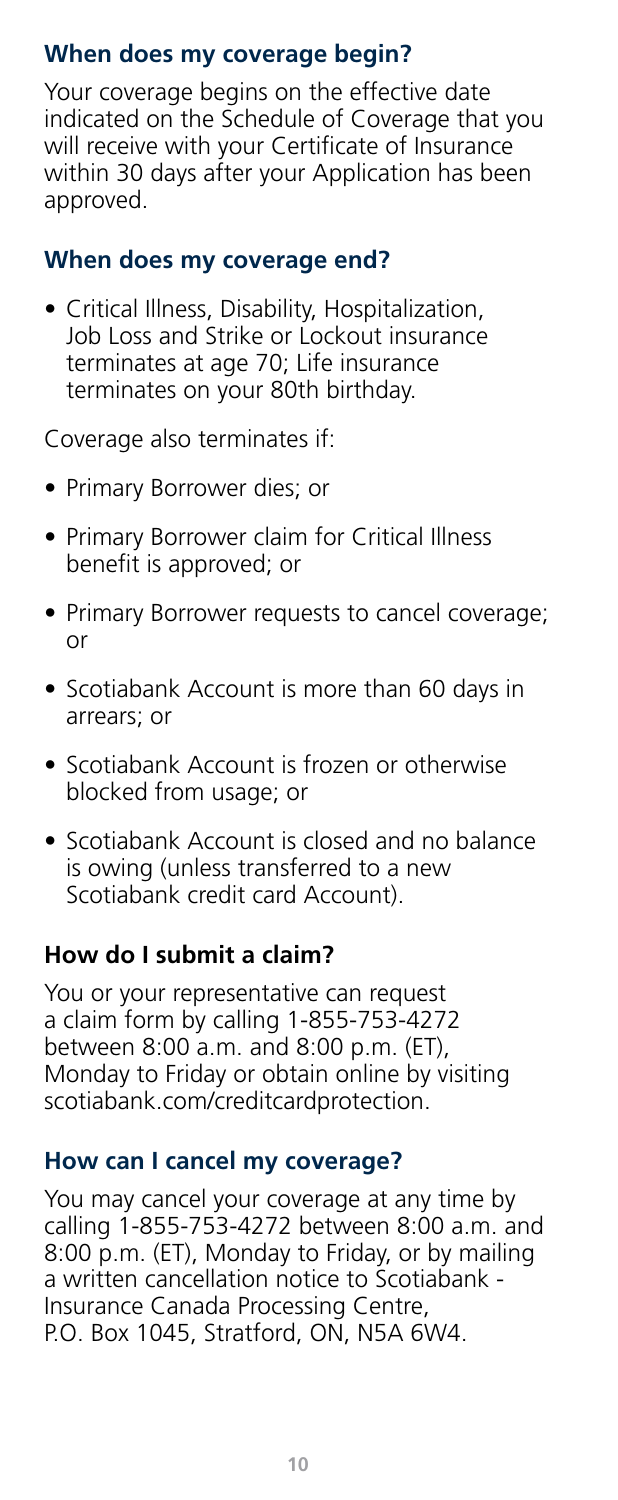### When does my coverage begin?

Your coverage begins on the effective date indicated on the Schedule of Coverage that you will receive with your Certificate of Insurance within 30 days after your Application has been approved.

### When does my coverage end?

- Critical Illness, Disability, Hospitalization, Job Loss and Strike or Lockout insurance terminates at age 70; Life insurance terminates on your 80th birthday.

Coverage also terminates if:

- Primary Borrower dies; or
- Primary Borrower claim for Critical Illness benefit is approved; or
- Primary Borrower requests to cancel coverage; or
- Scotiabank Account is more than 60 days in arrears; or
- Scotiabank Account is frozen or otherwise blocked from usage; or
- Scotiabank Account is closed and no balance is owing (unless transferred to a new Scotiabank credit card Account).

### How do I submit a claim?

You or your representative can request a claim form by calling 1-855-753-4272 between 8:00 a.m. and 8:00 p.m. (ET), Monday to Friday or obtain online by visiting scotiabank.com/creditcardprotection.

### How can I cancel my coverage?

You may cancel your coverage at any time by calling 1-855-753-4272 between 8:00 a.m. and 8:00 p.m. (ET), Monday to Friday, or by mailing a written cancellation notice to Scotiabank - Insurance Canada Processing Centre, P.O. Box 1045, Stratford, ON, N5A 6W4.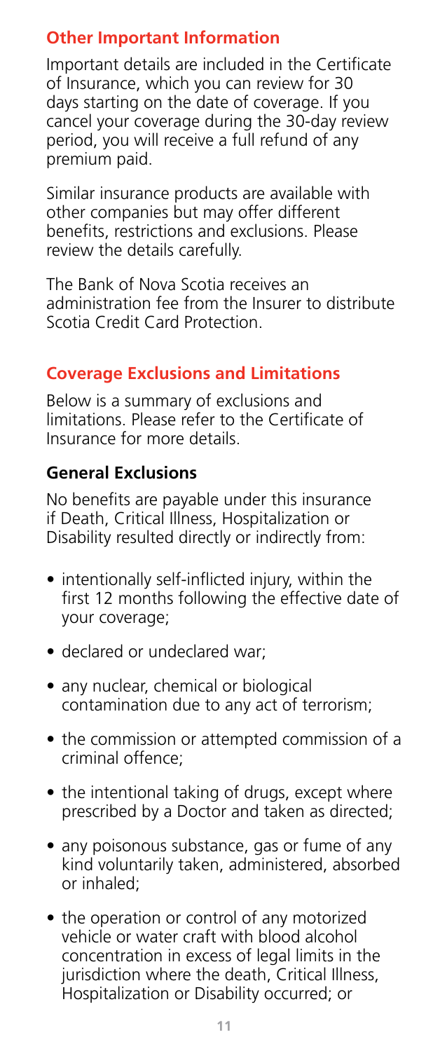## Other Important Information

Important details are included in the Certificate of Insurance, which you can review for 30 days starting on the date of coverage. If you cancel your coverage during the 30-day review period, you will receive a full refund of any premium paid.

Similar insurance products are available with other companies but may offer different benefits, restrictions and exclusions. Please review the details carefully.

The Bank of Nova Scotia receives an administration fee from the Insurer to distribute Scotia Credit Card Protection.

## Coverage Exclusions and Limitations

Below is a summary of exclusions and limitations. Please refer to the Certificate of Insurance for more details.

### General Exclusions

No benefits are payable under this insurance if Death, Critical Illness, Hospitalization or Disability resulted directly or indirectly from:

- intentionally self-inflicted injury, within the first 12 months following the effective date of your coverage;
- declared or undeclared war;
- any nuclear, chemical or biological contamination due to any act of terrorism;
- the commission or attempted commission of a criminal offence;
- the intentional taking of drugs, except where prescribed by a Doctor and taken as directed;
- any poisonous substance, gas or fume of any kind voluntarily taken, administered, absorbed or inhaled;
- the operation or control of any motorized vehicle or water craft with blood alcohol concentration in excess of legal limits in the jurisdiction where the death, Critical Illness, Hospitalization or Disability occurred; or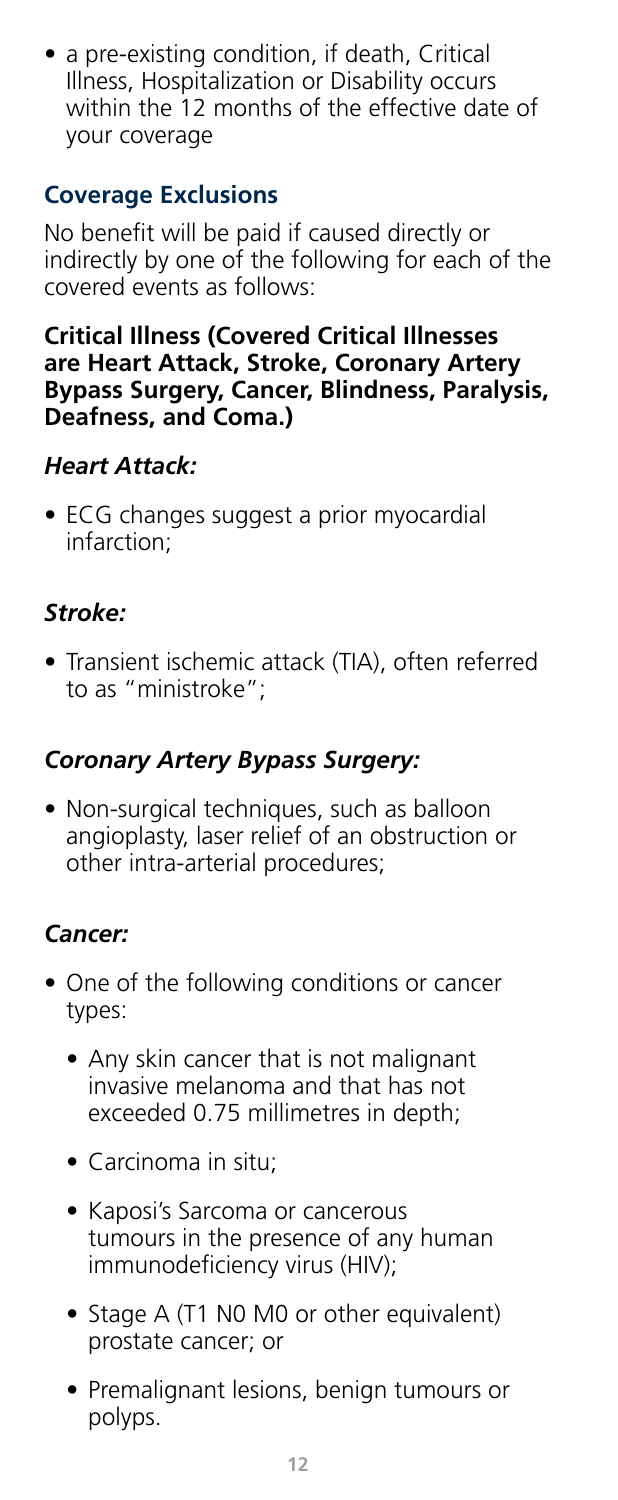- a pre-existing condition, if death, Critical Illness, Hospitalization or Disability occurs within the 12 months of the effective date of your coverage

## Coverage Exclusions

No benefit will be paid if caused directly or indirectly by one of the following for each of the covered events as follows:

**Critical Illness (Covered Critical Illnesses are Heart Attack, Stroke, Coronary Artery Bypass Surgery, Cancer, Blindness, Paralysis, Deafness, and Coma.)**

### *Heart Attack:*

- ECG changes suggest a prior myocardial infarction;

### *Stroke:*

- Transient ischemic attack (TIA), often referred to as "ministroke";

### *Coronary Artery Bypass Surgery:*

- Non-surgical techniques, such as balloon angioplasty, laser relief of an obstruction or other intra-arterial procedures;

### *Cancer:*

- One of the following conditions or cancer types:
  - Any skin cancer that is not malignant invasive melanoma and that has not exceeded 0.75 millimetres in depth;
  - Carcinoma in situ;
  - Kaposi's Sarcoma or cancerous tumours in the presence of any human immunodeficiency virus (HIV);
  - Stage A (T1 N0 M0 or other equivalent) prostate cancer; or
  - Premalignant lesions, benign tumours or polyps.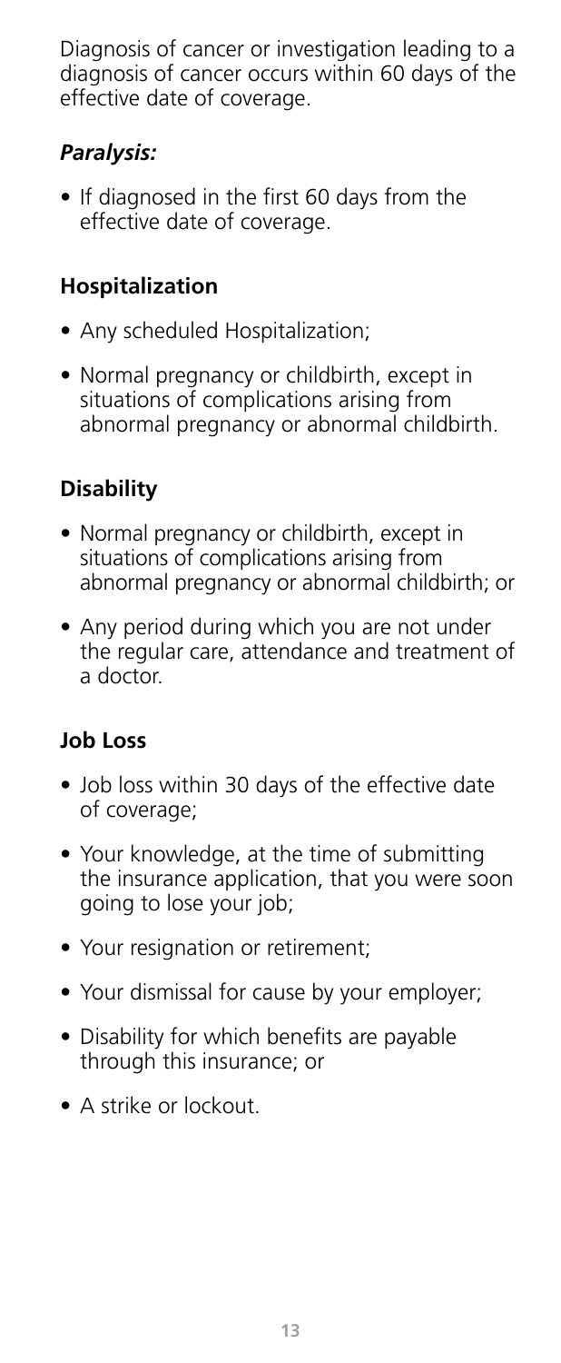Diagnosis of cancer or investigation leading to a diagnosis of cancer occurs within 60 days of the effective date of coverage.

### *Paralysis:*

- If diagnosed in the first 60 days from the effective date of coverage.

### Hospitalization

- Any scheduled Hospitalization;
- Normal pregnancy or childbirth, except in situations of complications arising from abnormal pregnancy or abnormal childbirth.

### Disability

- Normal pregnancy or childbirth, except in situations of complications arising from abnormal pregnancy or abnormal childbirth; or
- Any period during which you are not under the regular care, attendance and treatment of a doctor.

### Job Loss

- Job loss within 30 days of the effective date of coverage;
- Your knowledge, at the time of submitting the insurance application, that you were soon going to lose your job;
- Your resignation or retirement;
- Your dismissal for cause by your employer;
- Disability for which benefits are payable through this insurance; or
- A strike or lockout.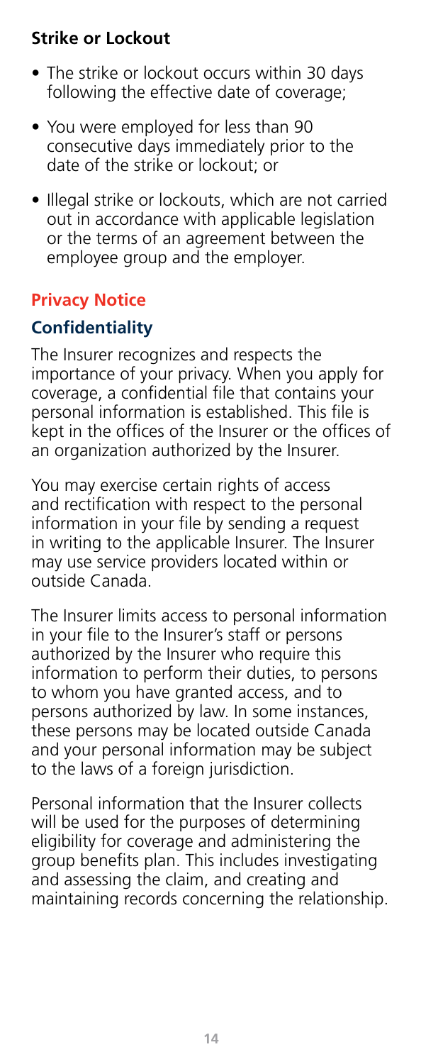### Strike or Lockout

- The strike or lockout occurs within 30 days following the effective date of coverage;
- You were employed for less than 90 consecutive days immediately prior to the date of the strike or lockout; or
- Illegal strike or lockouts, which are not carried out in accordance with applicable legislation or the terms of an agreement between the employee group and the employer.

## Privacy Notice

### Confidentiality

The Insurer recognizes and respects the importance of your privacy. When you apply for coverage, a confidential file that contains your personal information is established. This file is kept in the offices of the Insurer or the offices of an organization authorized by the Insurer.

You may exercise certain rights of access and rectification with respect to the personal information in your file by sending a request in writing to the applicable Insurer. The Insurer may use service providers located within or outside Canada.

The Insurer limits access to personal information in your file to the Insurer's staff or persons authorized by the Insurer who require this information to perform their duties, to persons to whom you have granted access, and to persons authorized by law. In some instances, these persons may be located outside Canada and your personal information may be subject to the laws of a foreign jurisdiction.

Personal information that the Insurer collects will be used for the purposes of determining eligibility for coverage and administering the group benefits plan. This includes investigating and assessing the claim, and creating and maintaining records concerning the relationship.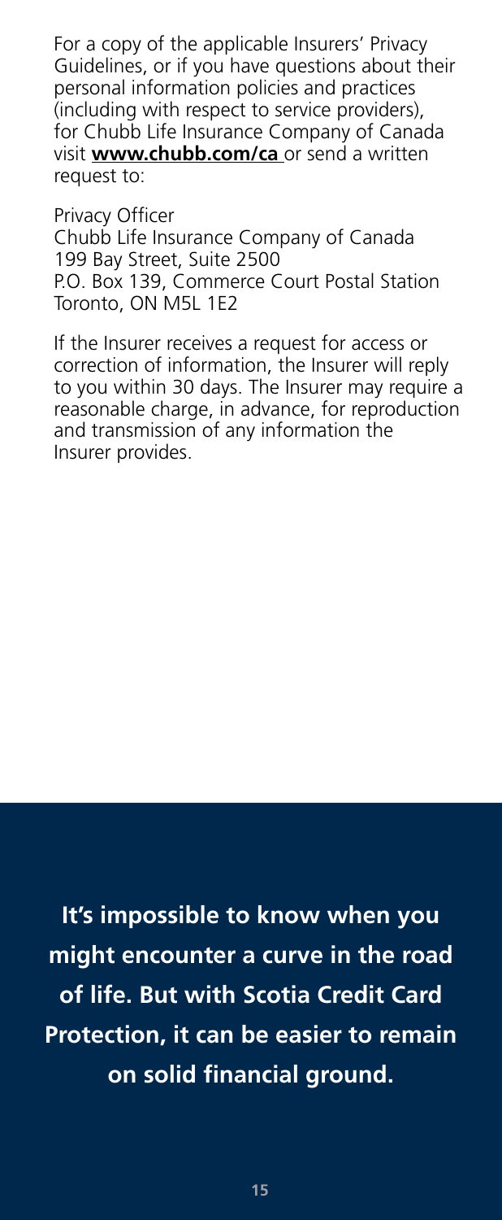For a copy of the applicable Insurers' Privacy Guidelines, or if you have questions about their personal information policies and practices (including with respect to service providers), for Chubb Life Insurance Company of Canada visit **www.chubb.com/ca** or send a written request to:

Privacy Officer
Chubb Life Insurance Company of Canada
199 Bay Street, Suite 2500
P.O. Box 139, Commerce Court Postal Station
Toronto, ON M5L 1E2

If the Insurer receives a request for access or correction of information, the Insurer will reply to you within 30 days. The Insurer may require a reasonable charge, in advance, for reproduction and transmission of any information the Insurer provides.

**It's impossible to know when you might encounter a curve in the road of life. But with Scotia Credit Card Protection, it can be easier to remain on solid financial ground.**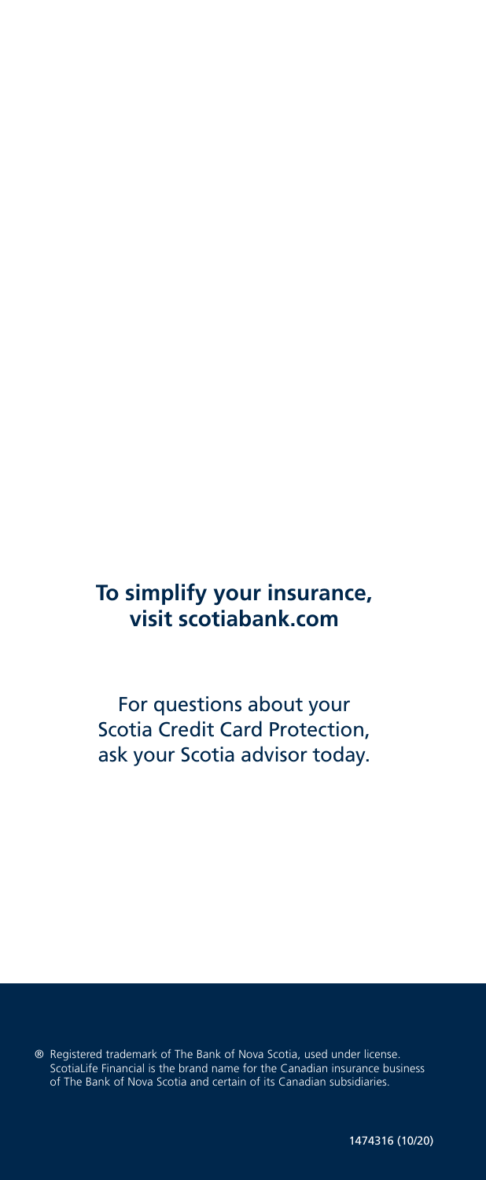**To simplify your insurance, visit scotiabank.com**

For questions about your Scotia Credit Card Protection, ask your Scotia advisor today.

® Registered trademark of The Bank of Nova Scotia, used under license. ScotiaLife Financial is the brand name for the Canadian insurance business of The Bank of Nova Scotia and certain of its Canadian subsidiaries.

1474316 (10/20)